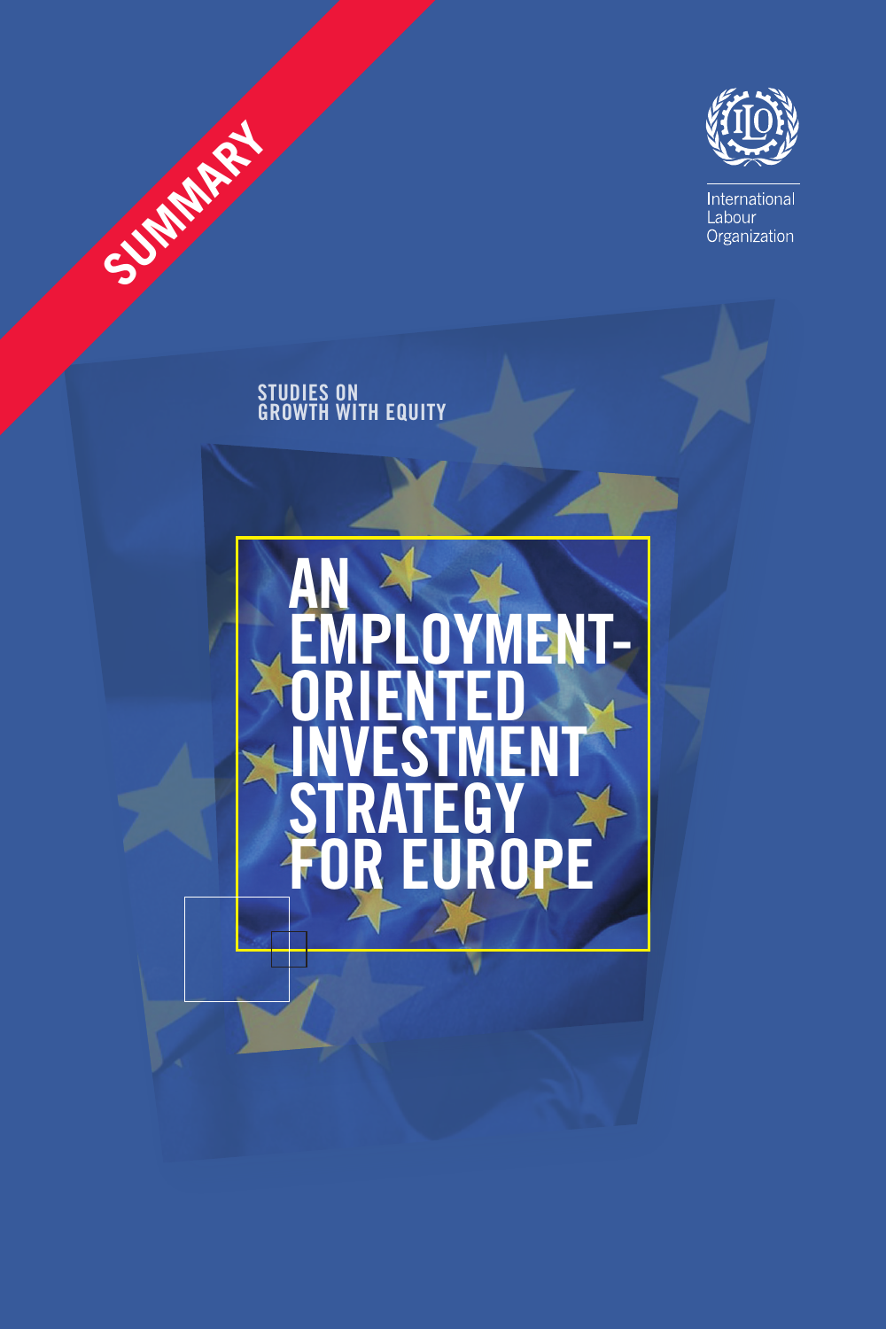SUMMARY

International Labour Organization

STUDIES ON GROWTH WITH EQUITY

# AN EMPLOYMENT-ORIENTED INVESTMENT STRATEGY FOR EUROPE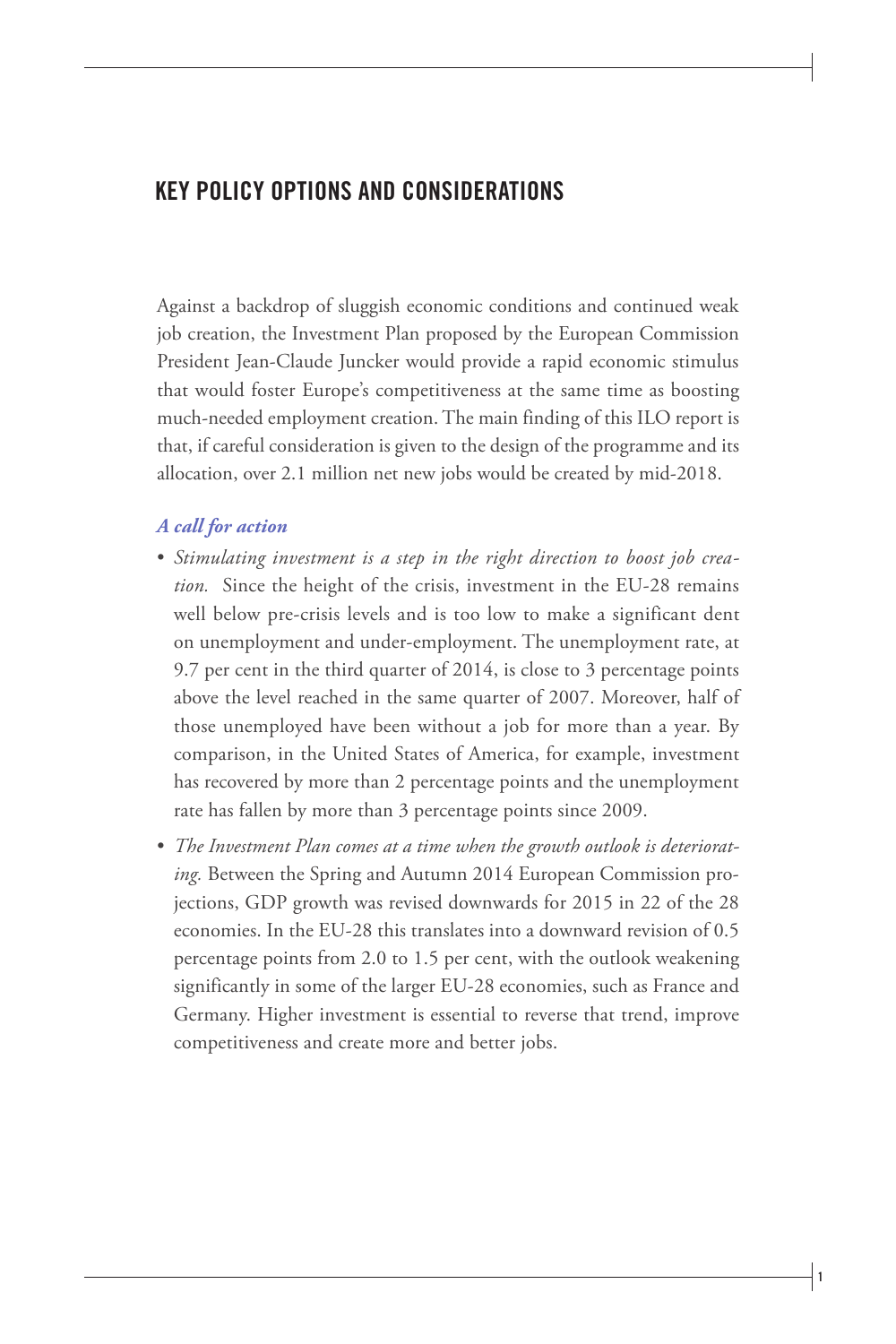## KEY POLICY OPTIONS AND CONSIDERATIONS

Against a backdrop of sluggish economic conditions and continued weak job creation, the Investment Plan proposed by the European Commission President Jean-Claude Juncker would provide a rapid economic stimulus that would foster Europe's competitiveness at the same time as boosting much-needed employment creation. The main finding of this ILO report is that, if careful consideration is given to the design of the programme and its allocation, over 2.1 million net new jobs would be created by mid-2018.

### *A call for action*

- *Stimulating investment is a step in the right direction to boost job creation.* Since the height of the crisis, investment in the EU-28 remains well below pre-crisis levels and is too low to make a significant dent on unemployment and under-employment. The unemployment rate, at 9.7 per cent in the third quarter of 2014, is close to 3 percentage points above the level reached in the same quarter of 2007. Moreover, half of those unemployed have been without a job for more than a year. By comparison, in the United States of America, for example, investment has recovered by more than 2 percentage points and the unemployment rate has fallen by more than 3 percentage points since 2009.
- *The Investment Plan comes at a time when the growth outlook is deteriorating.* Between the Spring and Autumn 2014 European Commission projections, GDP growth was revised downwards for 2015 in 22 of the 28 economies. In the EU-28 this translates into a downward revision of 0.5 percentage points from 2.0 to 1.5 per cent, with the outlook weakening significantly in some of the larger EU-28 economies, such as France and Germany. Higher investment is essential to reverse that trend, improve competitiveness and create more and better jobs.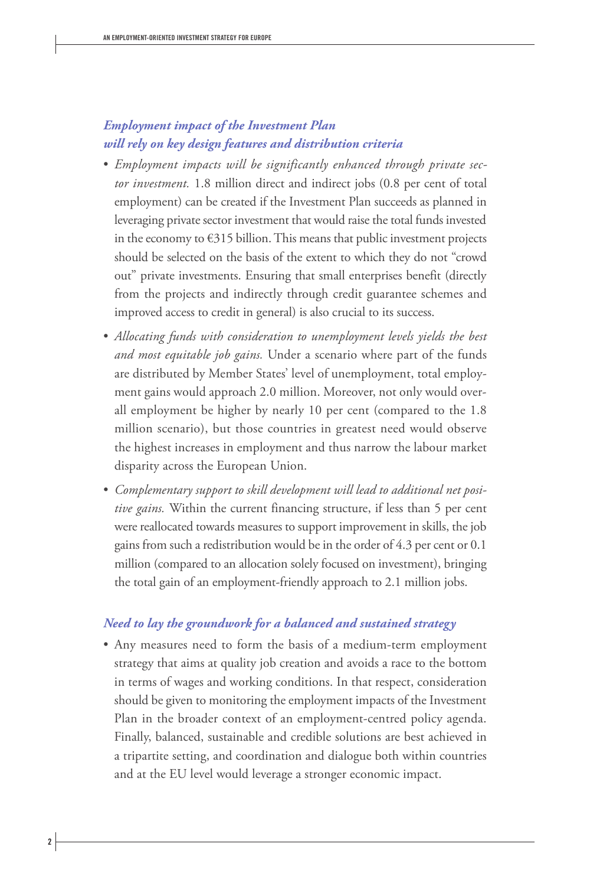### *Employment impact of the Investment Plan will rely on key design features and distribution criteria*

- *Employment impacts will be significantly enhanced through private sector investment.* 1.8 million direct and indirect jobs (0.8 per cent of total employment) can be created if the Investment Plan succeeds as planned in leveraging private sector investment that would raise the total funds invested in the economy to €315 billion. This means that public investment projects should be selected on the basis of the extent to which they do not "crowd out" private investments. Ensuring that small enterprises benefit (directly from the projects and indirectly through credit guarantee schemes and improved access to credit in general) is also crucial to its success.
- *Allocating funds with consideration to unemployment levels yields the best and most equitable job gains.* Under a scenario where part of the funds are distributed by Member States' level of unemployment, total employment gains would approach 2.0 million. Moreover, not only would overall employment be higher by nearly 10 per cent (compared to the 1.8 million scenario), but those countries in greatest need would observe the highest increases in employment and thus narrow the labour market disparity across the European Union.
- *Complementary support to skill development will lead to additional net positive gains.* Within the current financing structure, if less than 5 per cent were reallocated towards measures to support improvement in skills, the job gains from such a redistribution would be in the order of 4.3 per cent or 0.1 million (compared to an allocation solely focused on investment), bringing the total gain of an employment-friendly approach to 2.1 million jobs.

### *Need to lay the groundwork for a balanced and sustained strategy*

- Any measures need to form the basis of a medium-term employment strategy that aims at quality job creation and avoids a race to the bottom in terms of wages and working conditions. In that respect, consideration should be given to monitoring the employment impacts of the Investment Plan in the broader context of an employment-centred policy agenda. Finally, balanced, sustainable and credible solutions are best achieved in a tripartite setting, and coordination and dialogue both within countries and at the EU level would leverage a stronger economic impact.